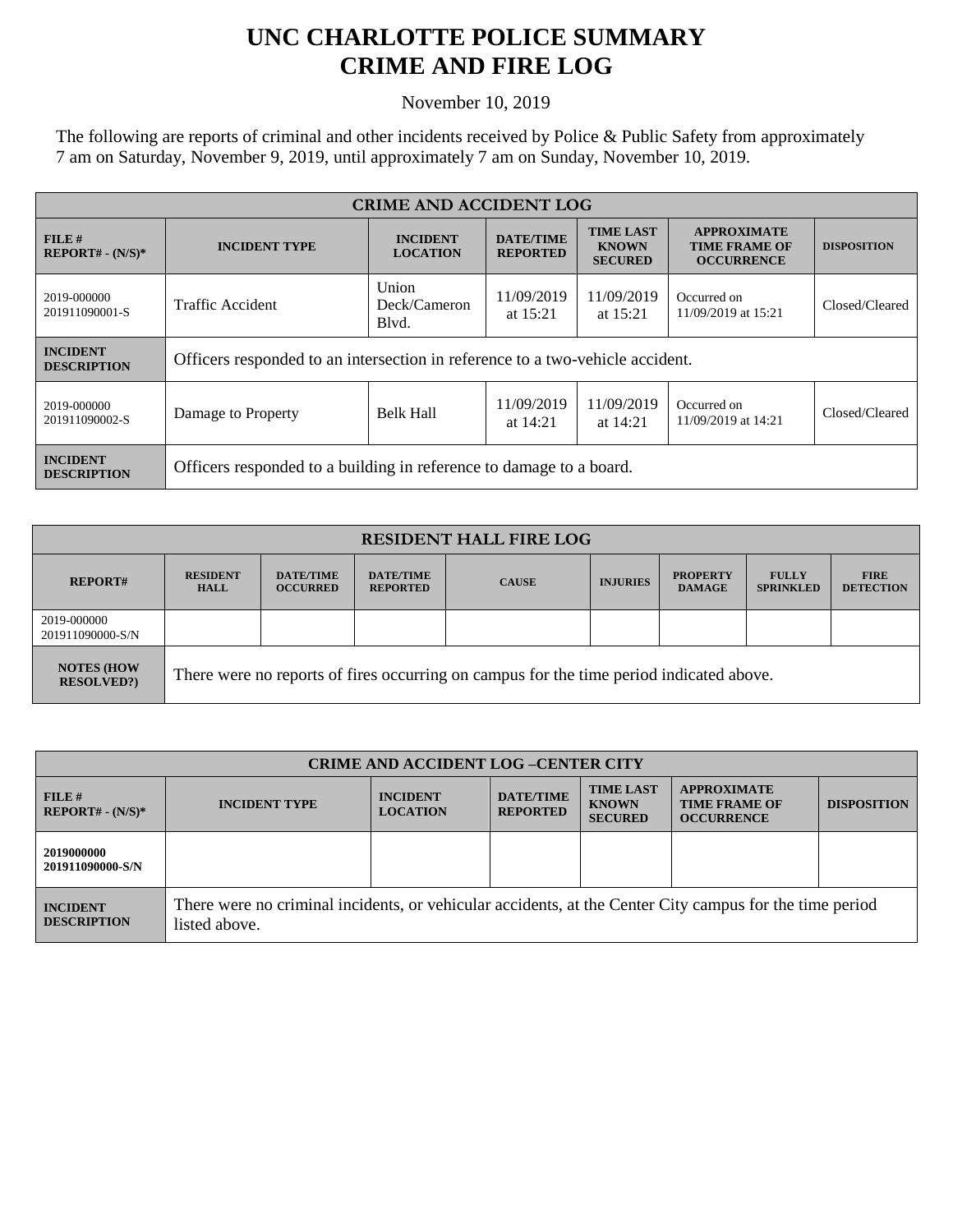# UNC CHARLOTTE POLICE SUMMARY
# CRIME AND FIRE LOG

November 10, 2019

The following are reports of criminal and other incidents received by Police & Public Safety from approximately 7 am on Saturday, November 9, 2019, until approximately 7 am on Sunday, November 10, 2019.

| CRIME AND ACCIDENT LOG | | | | | | |
|---|---|---|---|---|---|---|
| **FILE # REPORT# - (N/S)*** | **INCIDENT TYPE** | **INCIDENT LOCATION** | **DATE/TIME REPORTED** | **TIME LAST KNOWN SECURED** | **APPROXIMATE TIME FRAME OF OCCURRENCE** | **DISPOSITION** |
| 2019-000000 201911090001-S | Traffic Accident | Union Deck/Cameron Blvd. | 11/09/2019 at 15:21 | 11/09/2019 at 15:21 | Occurred on 11/09/2019 at 15:21 | Closed/Cleared |
| **INCIDENT DESCRIPTION** | Officers responded to an intersection in reference to a two-vehicle accident. | | | | | |
| 2019-000000 201911090002-S | Damage to Property | Belk Hall | 11/09/2019 at 14:21 | 11/09/2019 at 14:21 | Occurred on 11/09/2019 at 14:21 | Closed/Cleared |
| **INCIDENT DESCRIPTION** | Officers responded to a building in reference to damage to a board. | | | | | |

| RESIDENT HALL FIRE LOG | | | | | | | | |
|---|---|---|---|---|---|---|---|---|
| **REPORT#** | **RESIDENT HALL** | **DATE/TIME OCCURRED** | **DATE/TIME REPORTED** | **CAUSE** | **INJURIES** | **PROPERTY DAMAGE** | **FULLY SPRINKLED** | **FIRE DETECTION** |
| 2019-000000 201911090000-S/N | | | | | | | | |
| **NOTES (HOW RESOLVED?)** | There were no reports of fires occurring on campus for the time period indicated above. | | | | | | | |

| CRIME AND ACCIDENT LOG –CENTER CITY | | | | | | |
|---|---|---|---|---|---|---|
| **FILE # REPORT# - (N/S)*** | **INCIDENT TYPE** | **INCIDENT LOCATION** | **DATE/TIME REPORTED** | **TIME LAST KNOWN SECURED** | **APPROXIMATE TIME FRAME OF OCCURRENCE** | **DISPOSITION** |
| **2019000000 201911090000-S/N** | | | | | | |
| **INCIDENT DESCRIPTION** | There were no criminal incidents, or vehicular accidents, at the Center City campus for the time period listed above. | | | | | |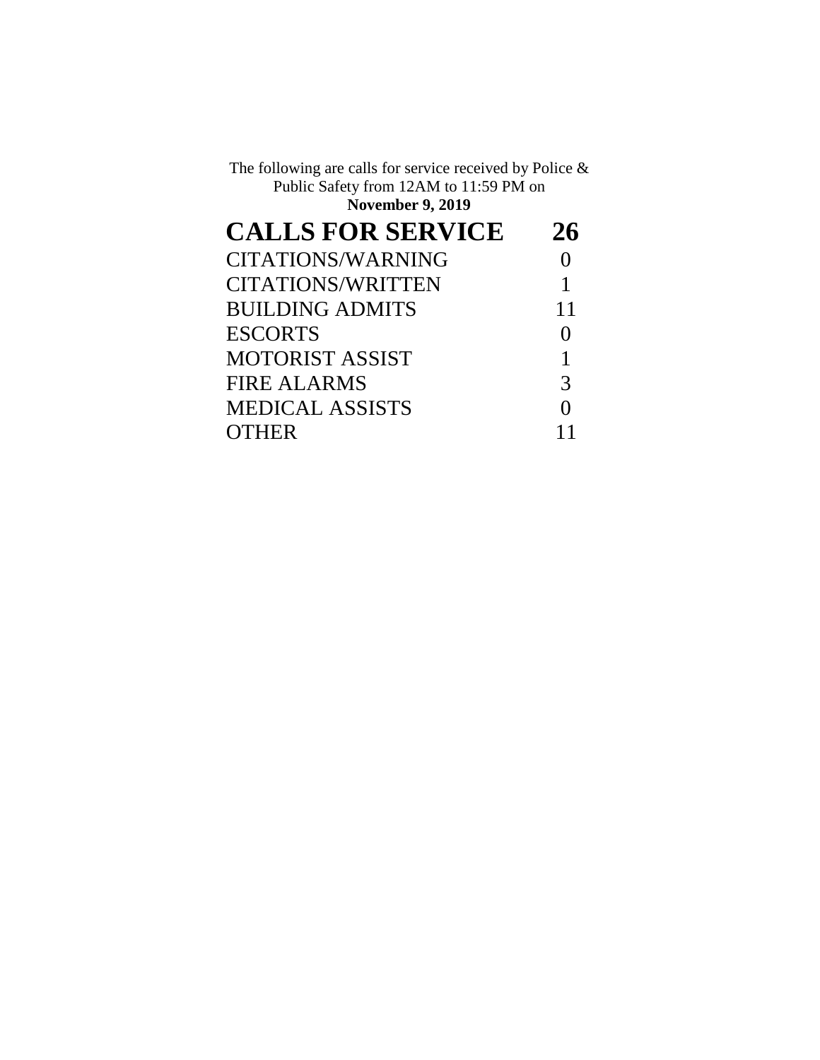The following are calls for service received by Police & Public Safety from 12AM to 11:59 PM on

**November 9, 2019**

| | |
|---|---|
| **CALLS FOR SERVICE** | **26** |
| CITATIONS/WARNING | 0 |
| CITATIONS/WRITTEN | 1 |
| BUILDING ADMITS | 11 |
| ESCORTS | 0 |
| MOTORIST ASSIST | 1 |
| FIRE ALARMS | 3 |
| MEDICAL ASSISTS | 0 |
| OTHER | 11 |